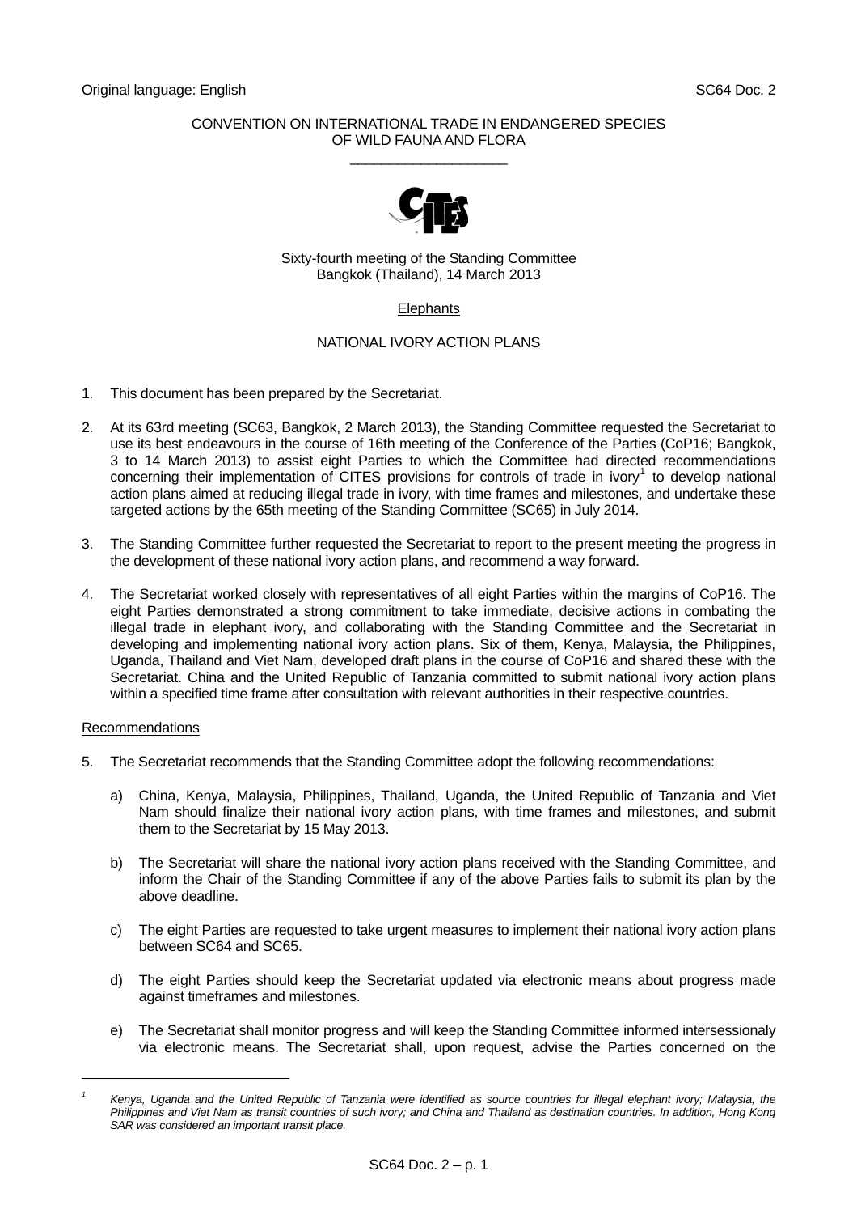Original language: English SC64 Doc. 2

CONVENTION ON INTERNATIONAL TRADE IN ENDANGERED SPECIES
OF WILD FAUNA AND FLORA

\_\_\_\_\_\_\_\_\_\_\_\_\_\_\_\_\_\_\_\_

Sixty-fourth meeting of the Standing Committee
Bangkok (Thailand), 14 March 2013

Elephants

NATIONAL IVORY ACTION PLANS

1. This document has been prepared by the Secretariat.

2. At its 63rd meeting (SC63, Bangkok, 2 March 2013), the Standing Committee requested the Secretariat to use its best endeavours in the course of 16th meeting of the Conference of the Parties (CoP16; Bangkok, 3 to 14 March 2013) to assist eight Parties to which the Committee had directed recommendations concerning their implementation of CITES provisions for controls of trade in ivory[1] to develop national action plans aimed at reducing illegal trade in ivory, with time frames and milestones, and undertake these targeted actions by the 65th meeting of the Standing Committee (SC65) in July 2014.

3. The Standing Committee further requested the Secretariat to report to the present meeting the progress in the development of these national ivory action plans, and recommend a way forward.

4. The Secretariat worked closely with representatives of all eight Parties within the margins of CoP16. The eight Parties demonstrated a strong commitment to take immediate, decisive actions in combating the illegal trade in elephant ivory, and collaborating with the Standing Committee and the Secretariat in developing and implementing national ivory action plans. Six of them, Kenya, Malaysia, the Philippines, Uganda, Thailand and Viet Nam, developed draft plans in the course of CoP16 and shared these with the Secretariat. China and the United Republic of Tanzania committed to submit national ivory action plans within a specified time frame after consultation with relevant authorities in their respective countries.

Recommendations

5. The Secretariat recommends that the Standing Committee adopt the following recommendations:

   a) China, Kenya, Malaysia, Philippines, Thailand, Uganda, the United Republic of Tanzania and Viet Nam should finalize their national ivory action plans, with time frames and milestones, and submit them to the Secretariat by 15 May 2013.

   b) The Secretariat will share the national ivory action plans received with the Standing Committee, and inform the Chair of the Standing Committee if any of the above Parties fails to submit its plan by the above deadline.

   c) The eight Parties are requested to take urgent measures to implement their national ivory action plans between SC64 and SC65.

   d) The eight Parties should keep the Secretariat updated via electronic means about progress made against timeframes and milestones.

   e) The Secretariat shall monitor progress and will keep the Standing Committee informed intersessionaly via electronic means. The Secretariat shall, upon request, advise the Parties concerned on the

---

[1] *Kenya, Uganda and the United Republic of Tanzania were identified as source countries for illegal elephant ivory; Malaysia, the Philippines and Viet Nam as transit countries of such ivory; and China and Thailand as destination countries. In addition, Hong Kong SAR was considered an important transit place.*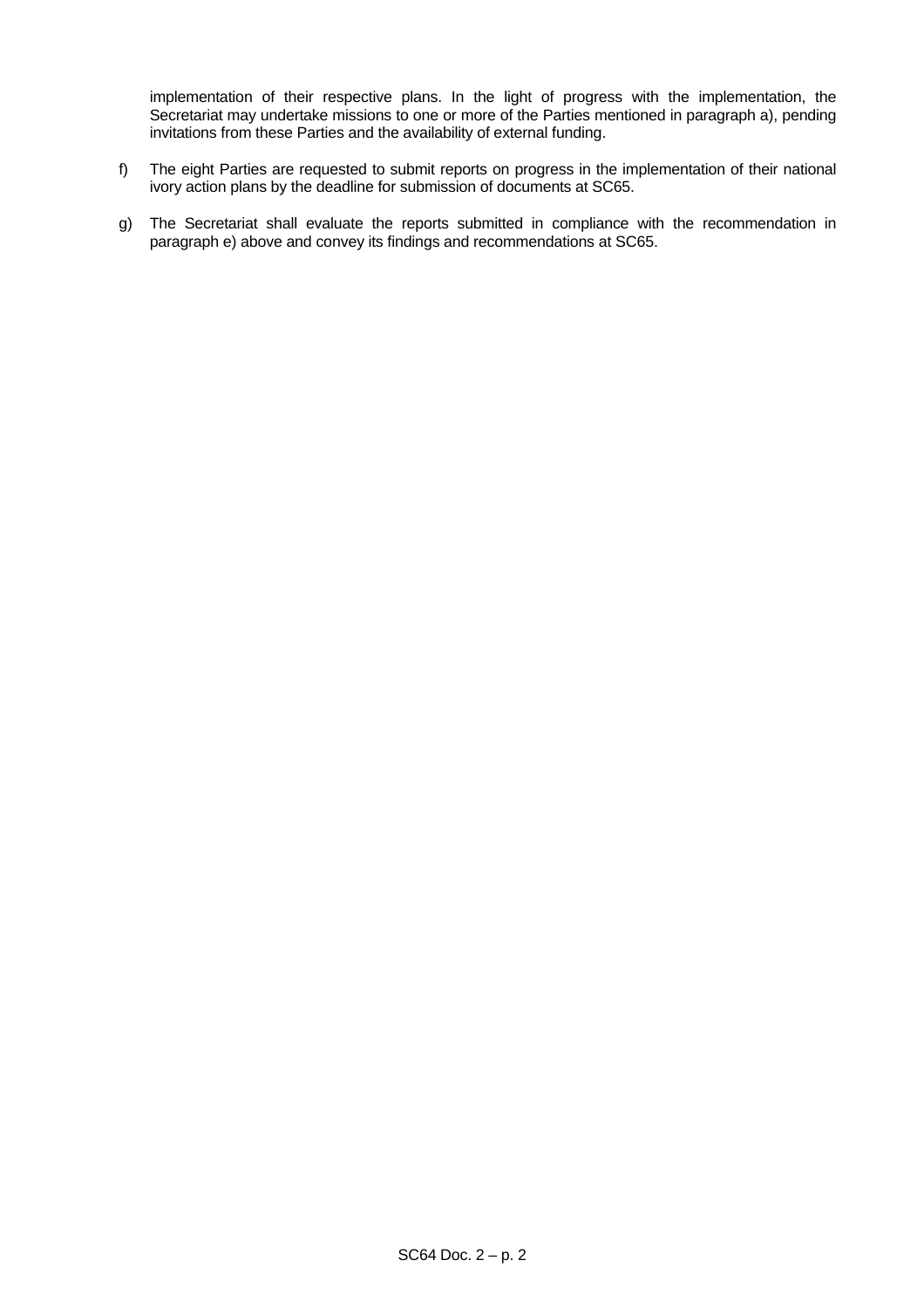implementation of their respective plans. In the light of progress with the implementation, the Secretariat may undertake missions to one or more of the Parties mentioned in paragraph a), pending invitations from these Parties and the availability of external funding.

f) The eight Parties are requested to submit reports on progress in the implementation of their national ivory action plans by the deadline for submission of documents at SC65.

g) The Secretariat shall evaluate the reports submitted in compliance with the recommendation in paragraph e) above and convey its findings and recommendations at SC65.